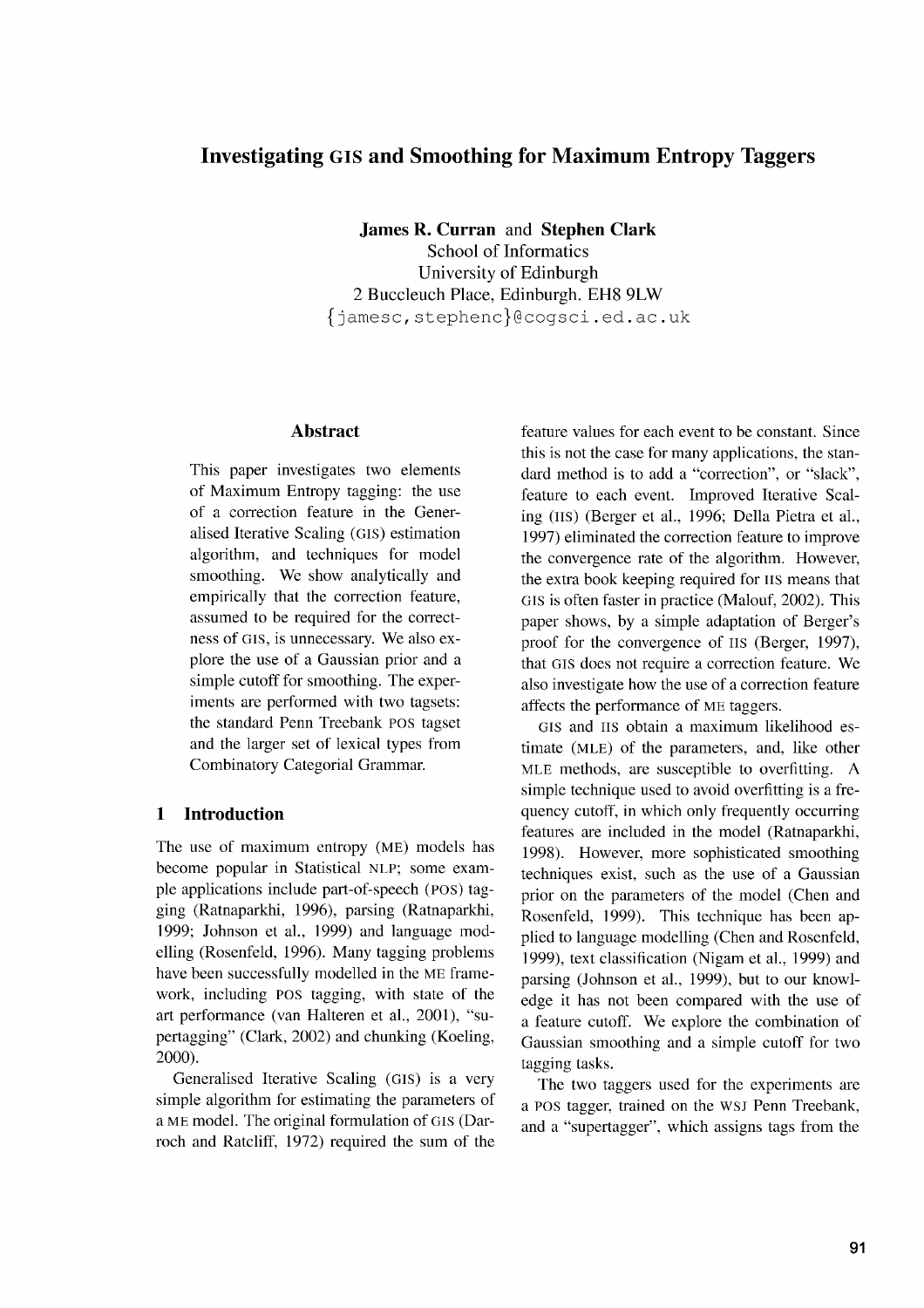# Investigating GIS and Smoothing for Maximum Entropy Taggers

**James R. Curran** and **Stephen Clark**
School of Informatics
University of Edinburgh
2 Buccleuch Place, Edinburgh. EH8 9LW
{jamesc,stephenc}@cogsci.ed.ac.uk

## Abstract

This paper investigates two elements of Maximum Entropy tagging: the use of a correction feature in the Generalised Iterative Scaling (GIS) estimation algorithm, and techniques for model smoothing. We show analytically and empirically that the correction feature, assumed to be required for the correctness of GIS, is unnecessary. We also explore the use of a Gaussian prior and a simple cutoff for smoothing. The experiments are performed with two tagsets: the standard Penn Treebank POS tagset and the larger set of lexical types from Combinatory Categorial Grammar.

## 1 Introduction

The use of maximum entropy (ME) models has become popular in Statistical NLP; some example applications include part-of-speech (POS) tagging (Ratnaparkhi, 1996), parsing (Ratnaparkhi, 1999; Johnson et al., 1999) and language modelling (Rosenfeld, 1996). Many tagging problems have been successfully modelled in the ME framework, including POS tagging, with state of the art performance (van Halteren et al., 2001), "supertagging" (Clark, 2002) and chunking (Koeling, 2000).

Generalised Iterative Scaling (GIS) is a very simple algorithm for estimating the parameters of a ME model. The original formulation of GIS (Darroch and Ratcliff, 1972) required the sum of the feature values for each event to be constant. Since this is not the case for many applications, the standard method is to add a "correction", or "slack", feature to each event. Improved Iterative Scaling (IIS) (Berger et al., 1996; Della Pietra et al., 1997) eliminated the correction feature to improve the convergence rate of the algorithm. However, the extra book keeping required for IIS means that GIS is often faster in practice (Malouf, 2002). This paper shows, by a simple adaptation of Berger's proof for the convergence of IIS (Berger, 1997), that GIS does not require a correction feature. We also investigate how the use of a correction feature affects the performance of ME taggers.

GIS and IIS obtain a maximum likelihood estimate (MLE) of the parameters, and, like other MLE methods, are susceptible to overfitting. A simple technique used to avoid overfitting is a frequency cutoff, in which only frequently occurring features are included in the model (Ratnaparkhi, 1998). However, more sophisticated smoothing techniques exist, such as the use of a Gaussian prior on the parameters of the model (Chen and Rosenfeld, 1999). This technique has been applied to language modelling (Chen and Rosenfeld, 1999), text classification (Nigam et al., 1999) and parsing (Johnson et al., 1999), but to our knowledge it has not been compared with the use of a feature cutoff. We explore the combination of Gaussian smoothing and a simple cutoff for two tagging tasks.

The two taggers used for the experiments are a POS tagger, trained on the WSJ Penn Treebank, and a "supertagger", which assigns tags from the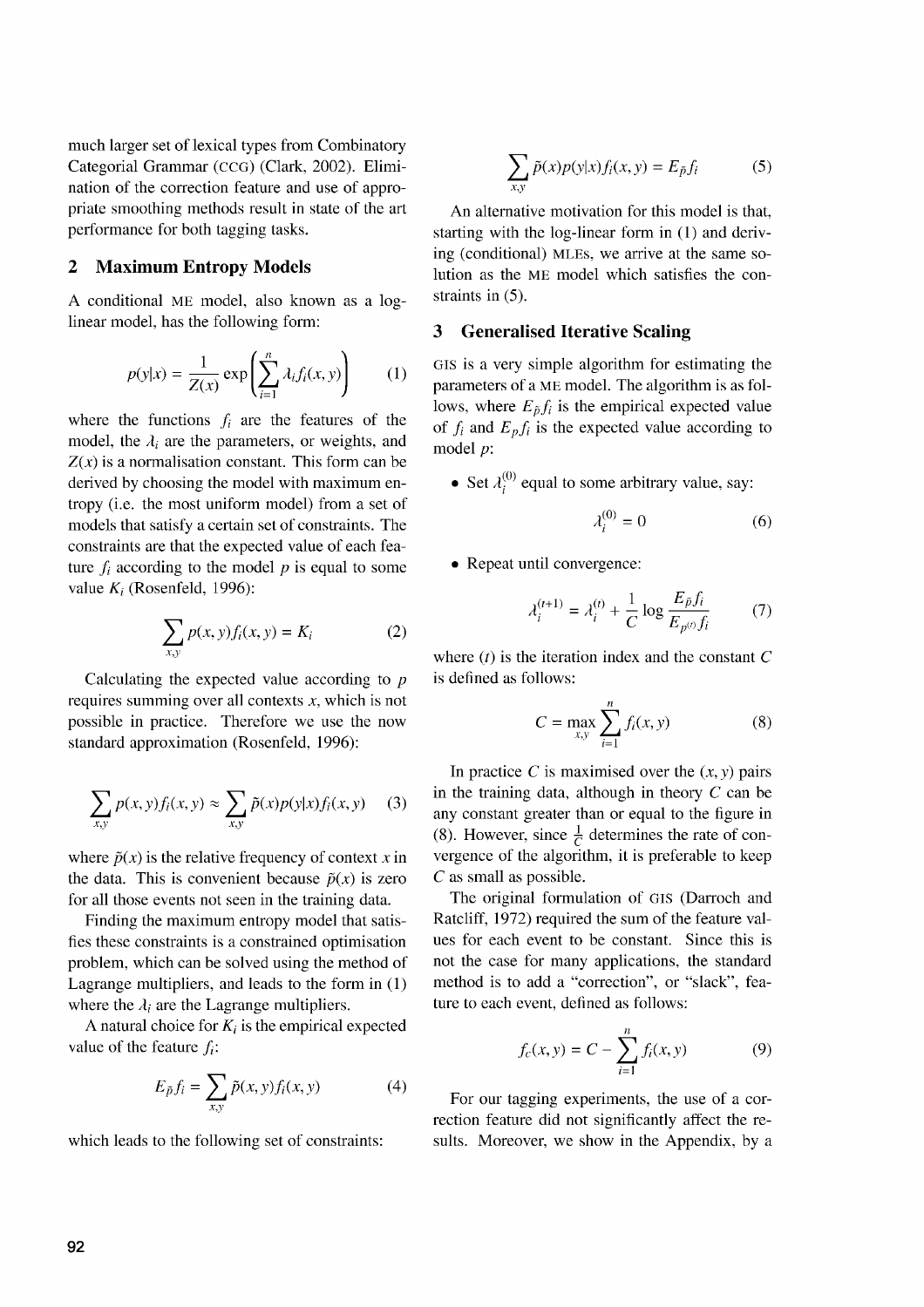much larger set of lexical types from Combinatory Categorial Grammar (CCG) (Clark, 2002). Elimination of the correction feature and use of appropriate smoothing methods result in state of the art performance for both tagging tasks.

## 2 Maximum Entropy Models

A conditional ME model, also known as a log-linear model, has the following form:

$$p(y|x) = \frac{1}{Z(x)} \exp\left(\sum_{i=1}^{n} \lambda_i f_i(x, y)\right) \tag{1}$$

where the functions $f_i$ are the features of the model, the $\lambda_i$ are the parameters, or weights, and $Z(x)$ is a normalisation constant. This form can be derived by choosing the model with maximum entropy (i.e. the most uniform model) from a set of models that satisfy a certain set of constraints. The constraints are that the expected value of each feature $f_i$ according to the model $p$ is equal to some value $K_i$ (Rosenfeld, 1996):

$$\sum_{x,y} p(x, y) f_i(x, y) = K_i \tag{2}$$

Calculating the expected value according to $p$ requires summing over all contexts $x$, which is not possible in practice. Therefore we use the now standard approximation (Rosenfeld, 1996):

$$\sum_{x,y} p(x, y) f_i(x, y) \approx \sum_{x,y} \tilde{p}(x) p(y|x) f_i(x, y) \tag{3}$$

where $\tilde{p}(x)$ is the relative frequency of context $x$ in the data. This is convenient because $\tilde{p}(x)$ is zero for all those events not seen in the training data.

Finding the maximum entropy model that satisfies these constraints is a constrained optimisation problem, which can be solved using the method of Lagrange multipliers, and leads to the form in (1) where the $\lambda_i$ are the Lagrange multipliers.

A natural choice for $K_i$ is the empirical expected value of the feature $f_i$:

$$E_{\tilde{p}} f_i = \sum_{x,y} \tilde{p}(x, y) f_i(x, y) \tag{4}$$

which leads to the following set of constraints:

$$\sum_{x,y} \tilde{p}(x) p(y|x) f_i(x, y) = E_{\tilde{p}} f_i \tag{5}$$

An alternative motivation for this model is that, starting with the log-linear form in (1) and deriving (conditional) MLEs, we arrive at the same solution as the ME model which satisfies the constraints in (5).

## 3 Generalised Iterative Scaling

GIS is a very simple algorithm for estimating the parameters of a ME model. The algorithm is as follows, where $E_{\tilde{p}} f_i$ is the empirical expected value of $f_i$ and $E_p f_i$ is the expected value according to model $p$:

- Set $\lambda_i^{(0)}$ equal to some arbitrary value, say:

$$\lambda_i^{(0)} = 0 \tag{6}$$

- Repeat until convergence:

$$\lambda_i^{(t+1)} = \lambda_i^{(t)} + \frac{1}{C} \log \frac{E_{\tilde{p}} f_i}{E_{p^{(t)}} f_i} \tag{7}$$

where $(t)$ is the iteration index and the constant $C$ is defined as follows:

$$C = \max_{x,y} \sum_{i=1}^{n} f_i(x, y) \tag{8}$$

In practice $C$ is maximised over the $(x, y)$ pairs in the training data, although in theory $C$ can be any constant greater than or equal to the figure in (8). However, since $\frac{1}{C}$ determines the rate of convergence of the algorithm, it is preferable to keep $C$ as small as possible.

The original formulation of GIS (Darroch and Ratcliff, 1972) required the sum of the feature values for each event to be constant. Since this is not the case for many applications, the standard method is to add a "correction", or "slack", feature to each event, defined as follows:

$$f_c(x, y) = C - \sum_{i=1}^{n} f_i(x, y) \tag{9}$$

For our tagging experiments, the use of a correction feature did not significantly affect the results. Moreover, we show in the Appendix, by a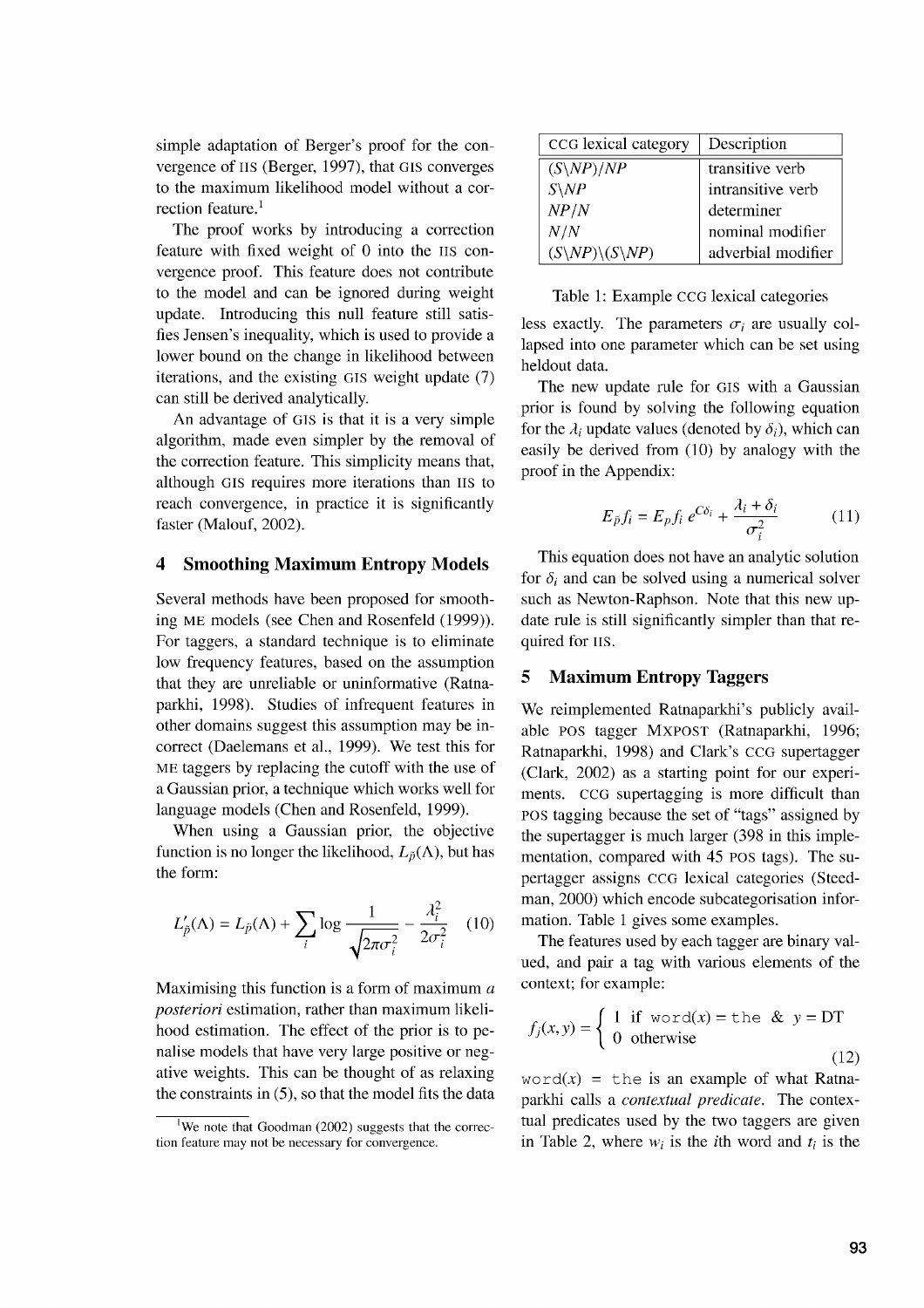simple adaptation of Berger's proof for the convergence of IIS (Berger, 1997), that GIS converges to the maximum likelihood model without a correction feature.[1]

The proof works by introducing a correction feature with fixed weight of 0 into the IIS convergence proof. This feature does not contribute to the model and can be ignored during weight update. Introducing this null feature still satisfies Jensen's inequality, which is used to provide a lower bound on the change in likelihood between iterations, and the existing GIS weight update (7) can still be derived analytically.

An advantage of GIS is that it is a very simple algorithm, made even simpler by the removal of the correction feature. This simplicity means that, although GIS requires more iterations than IIS to reach convergence, in practice it is significantly faster (Malouf, 2002).

## 4 Smoothing Maximum Entropy Models

Several methods have been proposed for smoothing ME models (see Chen and Rosenfeld (1999)). For taggers, a standard technique is to eliminate low frequency features, based on the assumption that they are unreliable or uninformative (Ratnaparkhi, 1998). Studies of infrequent features in other domains suggest this assumption may be incorrect (Daelemans et al., 1999). We test this for ME taggers by replacing the cutoff with the use of a Gaussian prior, a technique which works well for language models (Chen and Rosenfeld, 1999).

When using a Gaussian prior, the objective function is no longer the likelihood, $L_{\tilde{p}}(\Lambda)$, but has the form:

$$L'_{\tilde{p}}(\Lambda) = L_{\tilde{p}}(\Lambda) + \sum_i \log \frac{1}{\sqrt{2\pi\sigma_i^2}} - \frac{\lambda_i^2}{2\sigma_i^2} \quad (10)$$

Maximising this function is a form of maximum *a posteriori* estimation, rather than maximum likelihood estimation. The effect of the prior is to penalise models that have very large positive or negative weights. This can be thought of as relaxing the constraints in (5), so that the model fits the data less exactly. The parameters $\sigma_i$ are usually collapsed into one parameter which can be set using heldout data.

The new update rule for GIS with a Gaussian prior is found by solving the following equation for the $\lambda_i$ update values (denoted by $\delta_i$), which can easily be derived from (10) by analogy with the proof in the Appendix:

$$E_{\tilde{p}} f_i = E_p f_i \, e^{C\delta_i} + \frac{\lambda_i + \delta_i}{\sigma_i^2} \quad (11)$$

This equation does not have an analytic solution for $\delta_i$ and can be solved using a numerical solver such as Newton-Raphson. Note that this new update rule is still significantly simpler than that required for IIS.

## 5 Maximum Entropy Taggers

We reimplemented Ratnaparkhi's publicly available POS tagger MXPOST (Ratnaparkhi, 1996; Ratnaparkhi, 1998) and Clark's CCG supertagger (Clark, 2002) as a starting point for our experiments. CCG supertagging is more difficult than POS tagging because the set of "tags" assigned by the supertagger is much larger (398 in this implementation, compared with 45 POS tags). The supertagger assigns CCG lexical categories (Steedman, 2000) which encode subcategorisation information. Table 1 gives some examples.

| CCG lexical category | Description |
|---|---|
| $(S\backslash NP)/NP$ | transitive verb |
| $S\backslash NP$ | intransitive verb |
| $NP/N$ | determiner |
| $N/N$ | nominal modifier |
| $(S\backslash NP)\backslash(S\backslash NP)$ | adverbial modifier |

Table 1: Example CCG lexical categories

The features used by each tagger are binary valued, and pair a tag with various elements of the context; for example:

$$f_j(x, y) = \begin{cases} 1 & \text{if } \texttt{word}(x) = \texttt{the} \ \& \ y = \text{DT} \\ 0 & \text{otherwise} \end{cases} \quad (12)$$

$\texttt{word}(x) = \texttt{the}$ is an example of what Ratnaparkhi calls a *contextual predicate*. The contextual predicates used by the two taggers are given in Table 2, where $w_i$ is the $i$th word and $t_i$ is the

[1] We note that Goodman (2002) suggests that the correction feature may not be necessary for convergence.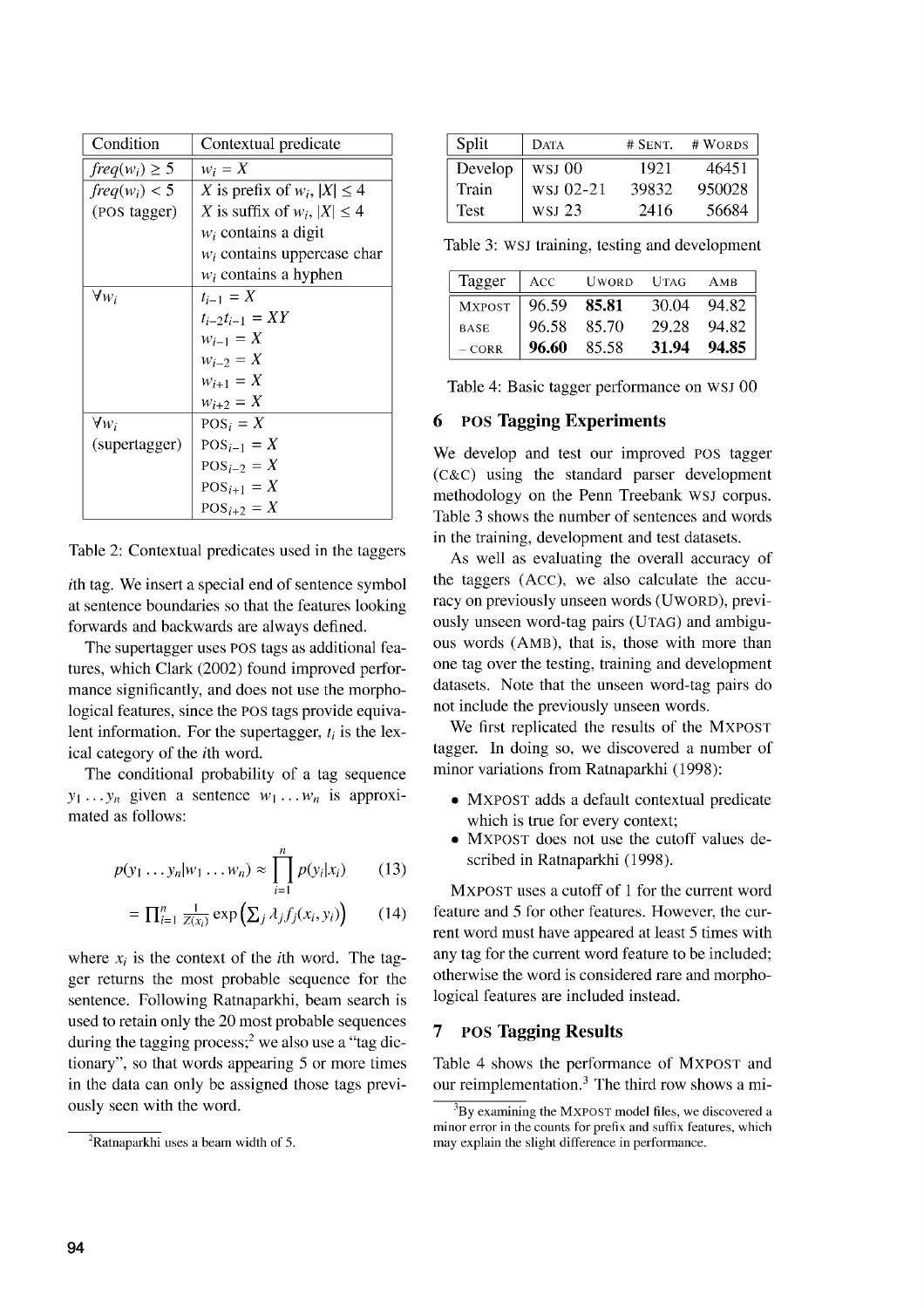| Condition | Contextual predicate |
|---|---|
| $freq(w_i) \geq 5$ | $w_i = X$ |
| $freq(w_i) < 5$ | $X$ is prefix of $w_i$, $\|X\| \leq 4$ |
| (POS tagger) | $X$ is suffix of $w_i$, $\|X\| \leq 4$ |
| | $w_i$ contains a digit |
| | $w_i$ contains uppercase char |
| | $w_i$ contains a hyphen |
| $\forall w_i$ | $t_{i-1} = X$ |
| | $t_{i-2}t_{i-1} = XY$ |
| | $w_{i-1} = X$ |
| | $w_{i-2} = X$ |
| | $w_{i+1} = X$ |
| | $w_{i+2} = X$ |
| $\forall w_i$ | $\text{POS}_i = X$ |
| (supertagger) | $\text{POS}_{i-1} = X$ |
| | $\text{POS}_{i-2} = X$ |
| | $\text{POS}_{i+1} = X$ |
| | $\text{POS}_{i+2} = X$ |

Table 2: Contextual predicates used in the taggers

$i$th tag. We insert a special end of sentence symbol at sentence boundaries so that the features looking forwards and backwards are always defined.

The supertagger uses POS tags as additional features, which Clark (2002) found improved performance significantly, and does not use the morphological features, since the POS tags provide equivalent information. For the supertagger, $t_i$ is the lexical category of the $i$th word.

The conditional probability of a tag sequence $y_1 \ldots y_n$ given a sentence $w_1 \ldots w_n$ is approximated as follows:

$$p(y_1 \ldots y_n | w_1 \ldots w_n) \approx \prod_{i=1}^{n} p(y_i | x_i) \tag{13}$$

$$= \prod_{i=1}^{n} \frac{1}{Z(x_i)} \exp\left(\sum_j \lambda_j f_j(x_i, y_i)\right) \tag{14}$$

where $x_i$ is the context of the $i$th word. The tagger returns the most probable sequence for the sentence. Following Ratnaparkhi, beam search is used to retain only the 20 most probable sequences during the tagging process;[2] we also use a "tag dictionary", so that words appearing 5 or more times in the data can only be assigned those tags previously seen with the word.

[2] Ratnaparkhi uses a beam width of 5.

| Split | DATA | # SENT. | # WORDS |
|---|---|---|---|
| Develop | WSJ 00 | 1921 | 46451 |
| Train | WSJ 02-21 | 39832 | 950028 |
| Test | WSJ 23 | 2416 | 56684 |

Table 3: WSJ training, testing and development

| Tagger | ACC | UWORD | UTAG | AMB |
|---|---|---|---|---|
| MXPOST | 96.59 | **85.81** | 30.04 | 94.82 |
| BASE | 96.58 | 85.70 | 29.28 | 94.82 |
| – CORR | **96.60** | 85.58 | **31.94** | **94.85** |

Table 4: Basic tagger performance on WSJ 00

## 6 POS Tagging Experiments

We develop and test our improved POS tagger (C&C) using the standard parser development methodology on the Penn Treebank WSJ corpus. Table 3 shows the number of sentences and words in the training, development and test datasets.

As well as evaluating the overall accuracy of the taggers (ACC), we also calculate the accuracy on previously unseen words (UWORD), previously unseen word-tag pairs (UTAG) and ambiguous words (AMB), that is, those with more than one tag over the testing, training and development datasets. Note that the unseen word-tag pairs do not include the previously unseen words.

We first replicated the results of the MXPOST tagger. In doing so, we discovered a number of minor variations from Ratnaparkhi (1998):

- MXPOST adds a default contextual predicate which is true for every context;
- MXPOST does not use the cutoff values described in Ratnaparkhi (1998).

MXPOST uses a cutoff of 1 for the current word feature and 5 for other features. However, the current word must have appeared at least 5 times with any tag for the current word feature to be included; otherwise the word is considered rare and morphological features are included instead.

## 7 POS Tagging Results

Table 4 shows the performance of MXPOST and our reimplementation.[3] The third row shows a mi-

[3] By examining the MXPOST model files, we discovered a minor error in the counts for prefix and suffix features, which may explain the slight difference in performance.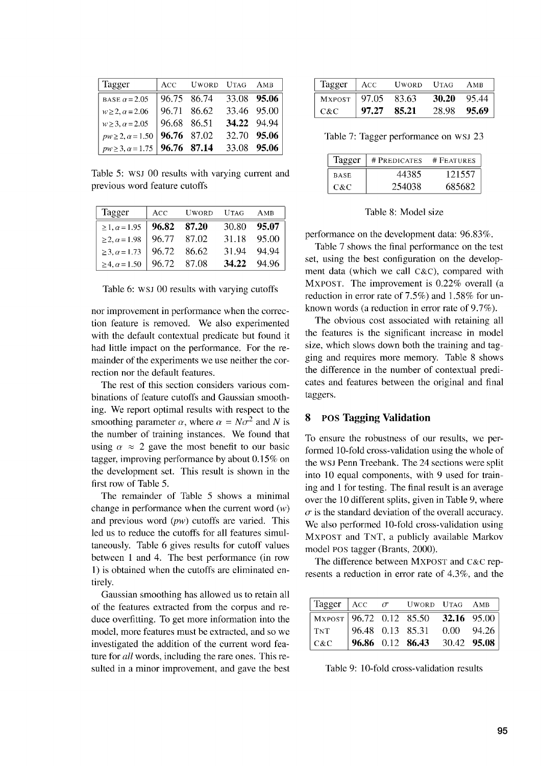| Tagger | Acc | Uword | Utag | Amb |
|---|---|---|---|---|
| base $\alpha = 2.05$ | 96.75 | 86.74 | 33.08 | **95.06** |
| $w \geq 2, \alpha = 2.06$ | 96.71 | 86.62 | 33.46 | 95.00 |
| $w \geq 3, \alpha = 2.05$ | 96.68 | 86.51 | **34.22** | 94.94 |
| $pw \geq 2, \alpha = 1.50$ | **96.76** | 87.02 | 32.70 | **95.06** |
| $pw \geq 3, \alpha = 1.75$ | **96.76** | **87.14** | 33.08 | **95.06** |

Table 5: WSJ 00 results with varying current and previous word feature cutoffs

| Tagger | Acc | Uword | Utag | Amb |
|---|---|---|---|---|
| $\geq 1, \alpha = 1.95$ | **96.82** | **87.20** | 30.80 | **95.07** |
| $\geq 2, \alpha = 1.98$ | 96.77 | 87.02 | 31.18 | 95.00 |
| $\geq 3, \alpha = 1.73$ | 96.72 | 86.62 | 31.94 | 94.94 |
| $\geq 4, \alpha = 1.50$ | 96.72 | 87.08 | **34.22** | 94.96 |

Table 6: WSJ 00 results with varying cutoffs

nor improvement in performance when the correction feature is removed. We also experimented with the default contextual predicate but found it had little impact on the performance. For the remainder of the experiments we use neither the correction nor the default features.

The rest of this section considers various combinations of feature cutoffs and Gaussian smoothing. We report optimal results with respect to the smoothing parameter $\alpha$, where $\alpha = N\sigma^2$ and $N$ is the number of training instances. We found that using $\alpha \approx 2$ gave the most benefit to our basic tagger, improving performance by about 0.15% on the development set. This result is shown in the first row of Table 5.

The remainder of Table 5 shows a minimal change in performance when the current word ($w$) and previous word ($pw$) cutoffs are varied. This led us to reduce the cutoffs for all features simultaneously. Table 6 gives results for cutoff values between 1 and 4. The best performance (in row 1) is obtained when the cutoffs are eliminated entirely.

Gaussian smoothing has allowed us to retain all of the features extracted from the corpus and reduce overfitting. To get more information into the model, more features must be extracted, and so we investigated the addition of the current word feature for *all* words, including the rare ones. This resulted in a minor improvement, and gave the best performance on the development data: 96.83%.

| Tagger | Acc | Uword | Utag | Amb |
|---|---|---|---|---|
| Mxpost | 97.05 | 83.63 | **30.20** | 95.44 |
| C&C | **97.27** | **85.21** | 28.98 | **95.69** |

Table 7: Tagger performance on WSJ 23

| Tagger | # Predicates | # Features |
|---|---|---|
| base | 44385 | 121557 |
| C&C | 254038 | 685682 |

Table 8: Model size

Table 7 shows the final performance on the test set, using the best configuration on the development data (which we call C&C), compared with Mxpost. The improvement is 0.22% overall (a reduction in error rate of 7.5%) and 1.58% for unknown words (a reduction in error rate of 9.7%).

The obvious cost associated with retaining all the features is the significant increase in model size, which slows down both the training and tagging and requires more memory. Table 8 shows the difference in the number of contextual predicates and features between the original and final taggers.

## 8 POS Tagging Validation

To ensure the robustness of our results, we performed 10-fold cross-validation using the whole of the WSJ Penn Treebank. The 24 sections were split into 10 equal components, with 9 used for training and 1 for testing. The final result is an average over the 10 different splits, given in Table 9, where $\sigma$ is the standard deviation of the overall accuracy. We also performed 10-fold cross-validation using Mxpost and TnT, a publicly available Markov model POS tagger (Brants, 2000).

The difference between Mxpost and C&C represents a reduction in error rate of 4.3%, and the

| Tagger | Acc | $\sigma$ | Uword | Utag | Amb |
|---|---|---|---|---|---|
| Mxpost | 96.72 | 0.12 | 85.50 | **32.16** | 95.00 |
| TnT | 96.48 | 0.13 | 85.31 | 0.00 | 94.26 |
| C&C | **96.86** | 0.12 | **86.43** | 30.42 | **95.08** |

Table 9: 10-fold cross-validation results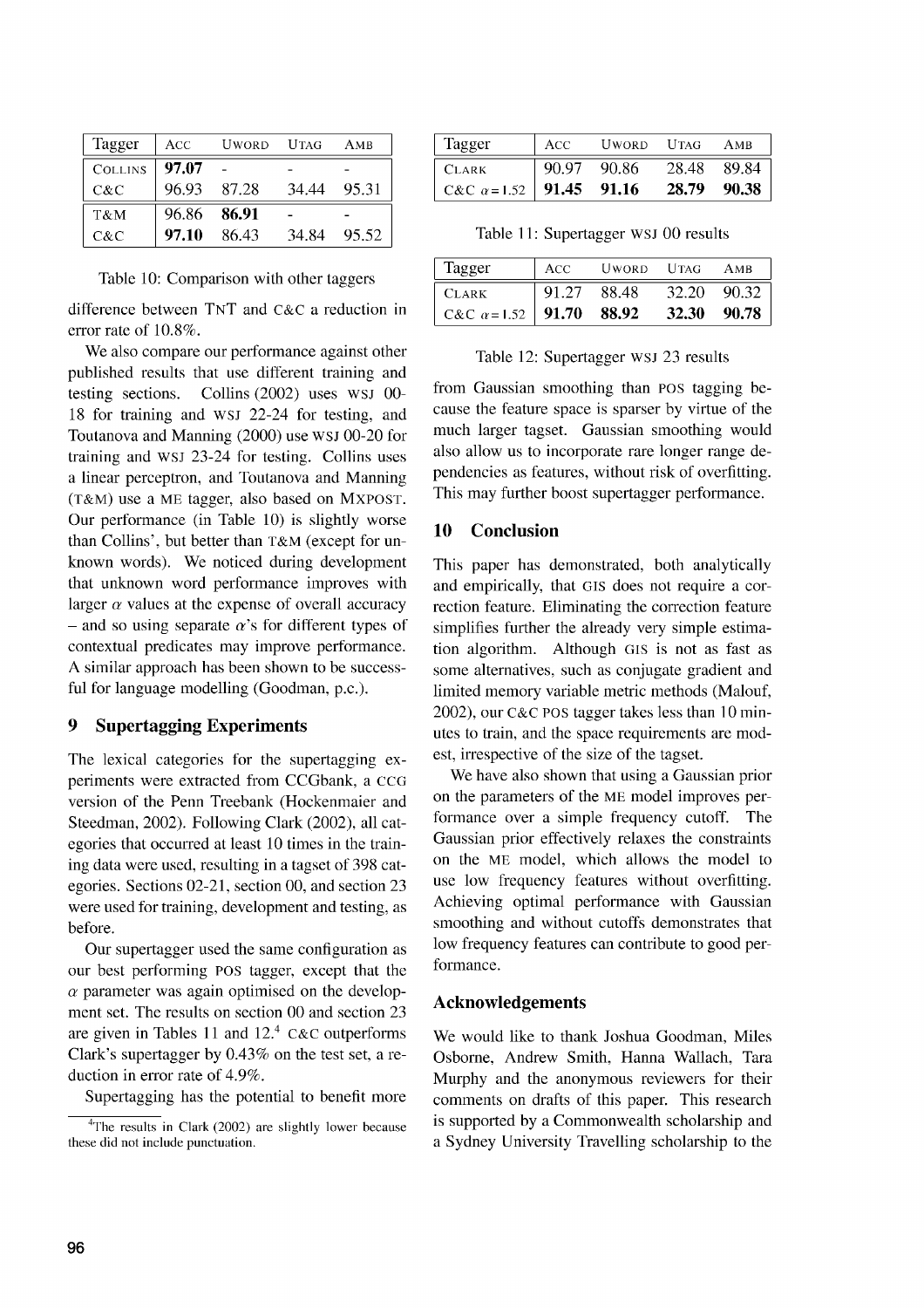| Tagger | ACC | UWORD | UTAG | AMB |
|---|---|---|---|---|
| COLLINS | **97.07** | - | - | - |
| C&C | 96.93 | 87.28 | 34.44 | 95.31 |
| T&M | 96.86 | **86.91** | - | - |
| C&C | **97.10** | 86.43 | 34.84 | 95.52 |

Table 10: Comparison with other taggers

difference between TNT and C&C a reduction in error rate of 10.8%.

We also compare our performance against other published results that use different training and testing sections. Collins (2002) uses WSJ 00-18 for training and WSJ 22-24 for testing, and Toutanova and Manning (2000) use WSJ 00-20 for training and WSJ 23-24 for testing. Collins uses a linear perceptron, and Toutanova and Manning (T&M) use a ME tagger, also based on MXPOST. Our performance (in Table 10) is slightly worse than Collins', but better than T&M (except for unknown words). We noticed during development that unknown word performance improves with larger $\alpha$ values at the expense of overall accuracy – and so using separate $\alpha$'s for different types of contextual predicates may improve performance. A similar approach has been shown to be successful for language modelling (Goodman, p.c.).

## 9 Supertagging Experiments

The lexical categories for the supertagging experiments were extracted from CCGbank, a CCG version of the Penn Treebank (Hockenmaier and Steedman, 2002). Following Clark (2002), all categories that occurred at least 10 times in the training data were used, resulting in a tagset of 398 categories. Sections 02-21, section 00, and section 23 were used for training, development and testing, as before.

Our supertagger used the same configuration as our best performing POS tagger, except that the $\alpha$ parameter was again optimised on the development set. The results on section 00 and section 23 are given in Tables 11 and 12.[4] C&C outperforms Clark's supertagger by 0.43% on the test set, a reduction in error rate of 4.9%.

Supertagging has the potential to benefit more from Gaussian smoothing than POS tagging because the feature space is sparser by virtue of the much larger tagset. Gaussian smoothing would also allow us to incorporate rare longer range dependencies as features, without risk of overfitting. This may further boost supertagger performance.

| Tagger | ACC | UWORD | UTAG | AMB |
|---|---|---|---|---|
| CLARK | 90.97 | 90.86 | 28.48 | 89.84 |
| C&C $\alpha = 1.52$ | **91.45** | **91.16** | **28.79** | **90.38** |

Table 11: Supertagger WSJ 00 results

| Tagger | ACC | UWORD | UTAG | AMB |
|---|---|---|---|---|
| CLARK | 91.27 | 88.48 | 32.20 | 90.32 |
| C&C $\alpha = 1.52$ | **91.70** | **88.92** | **32.30** | **90.78** |

Table 12: Supertagger WSJ 23 results

[4] The results in Clark (2002) are slightly lower because these did not include punctuation.

## 10 Conclusion

This paper has demonstrated, both analytically and empirically, that GIS does not require a correction feature. Eliminating the correction feature simplifies further the already very simple estimation algorithm. Although GIS is not as fast as some alternatives, such as conjugate gradient and limited memory variable metric methods (Malouf, 2002), our C&C POS tagger takes less than 10 minutes to train, and the space requirements are modest, irrespective of the size of the tagset.

We have also shown that using a Gaussian prior on the parameters of the ME model improves performance over a simple frequency cutoff. The Gaussian prior effectively relaxes the constraints on the ME model, which allows the model to use low frequency features without overfitting. Achieving optimal performance with Gaussian smoothing and without cutoffs demonstrates that low frequency features can contribute to good performance.

## Acknowledgements

We would like to thank Joshua Goodman, Miles Osborne, Andrew Smith, Hanna Wallach, Tara Murphy and the anonymous reviewers for their comments on drafts of this paper. This research is supported by a Commonwealth scholarship and a Sydney University Travelling scholarship to the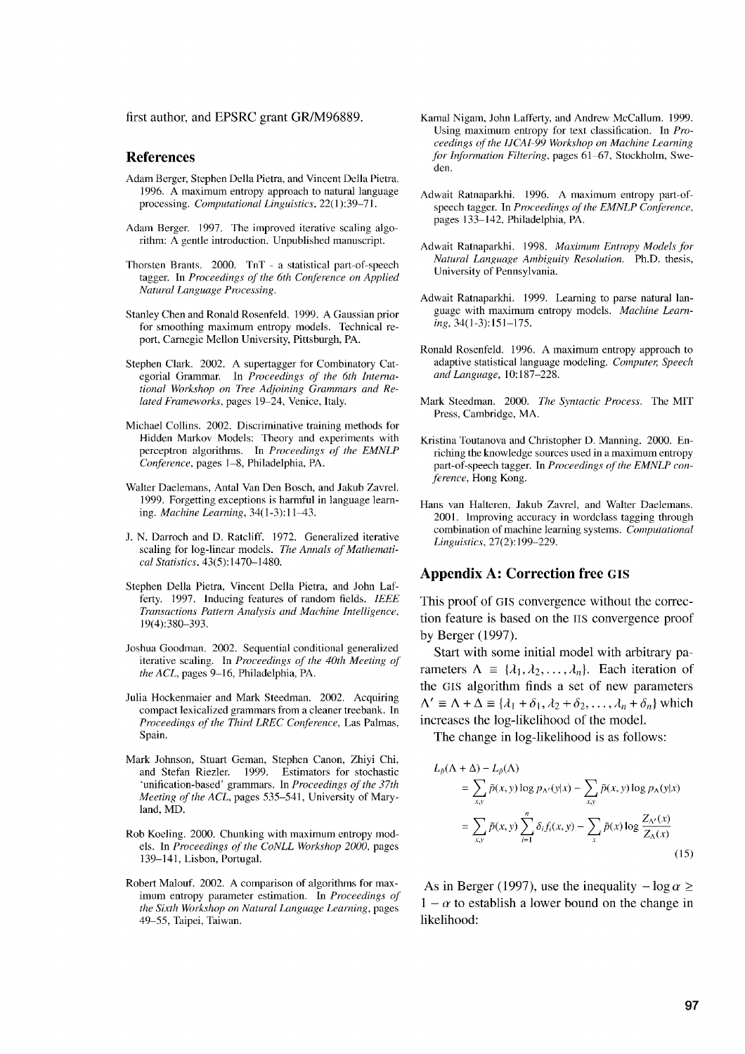first author, and EPSRC grant GR/M96889.

## References

Adam Berger, Stephen Della Pietra, and Vincent Della Pietra. 1996. A maximum entropy approach to natural language processing. *Computational Linguistics*, 22(1):39–71.

Adam Berger. 1997. The improved iterative scaling algorithm: A gentle introduction. Unpublished manuscript.

Thorsten Brants. 2000. TnT - a statistical part-of-speech tagger. In *Proceedings of the 6th Conference on Applied Natural Language Processing*.

Stanley Chen and Ronald Rosenfeld. 1999. A Gaussian prior for smoothing maximum entropy models. Technical report, Carnegie Mellon University, Pittsburgh, PA.

Stephen Clark. 2002. A supertagger for Combinatory Categorial Grammar. In *Proceedings of the 6th International Workshop on Tree Adjoining Grammars and Related Frameworks*, pages 19–24, Venice, Italy.

Michael Collins. 2002. Discriminative training methods for Hidden Markov Models: Theory and experiments with perceptron algorithms. In *Proceedings of the EMNLP Conference*, pages 1–8, Philadelphia, PA.

Walter Daelemans, Antal Van Den Bosch, and Jakub Zavrel. 1999. Forgetting exceptions is harmful in language learning. *Machine Learning*, 34(1-3):11–43.

J. N. Darroch and D. Ratcliff. 1972. Generalized iterative scaling for log-linear models. *The Annals of Mathematical Statistics*, 43(5):1470–1480.

Stephen Della Pietra, Vincent Della Pietra, and John Lafferty. 1997. Inducing features of random fields. *IEEE Transactions Pattern Analysis and Machine Intelligence*, 19(4):380–393.

Joshua Goodman. 2002. Sequential conditional generalized iterative scaling. In *Proceedings of the 40th Meeting of the ACL*, pages 9–16, Philadelphia, PA.

Julia Hockenmaier and Mark Steedman. 2002. Acquiring compact lexicalized grammars from a cleaner treebank. In *Proceedings of the Third LREC Conference*, Las Palmas, Spain.

Mark Johnson, Stuart Geman, Stephen Canon, Zhiyi Chi, and Stefan Riezler. 1999. Estimators for stochastic 'unification-based' grammars. In *Proceedings of the 37th Meeting of the ACL*, pages 535–541, University of Maryland, MD.

Rob Koeling. 2000. Chunking with maximum entropy models. In *Proceedings of the CoNLL Workshop 2000*, pages 139–141, Lisbon, Portugal.

Robert Malouf. 2002. A comparison of algorithms for maximum entropy parameter estimation. In *Proceedings of the Sixth Workshop on Natural Language Learning*, pages 49–55, Taipei, Taiwan.

Kamal Nigam, John Lafferty, and Andrew McCallum. 1999. Using maximum entropy for text classification. In *Proceedings of the IJCAI-99 Workshop on Machine Learning for Information Filtering*, pages 61–67, Stockholm, Sweden.

Adwait Ratnaparkhi. 1996. A maximum entropy part-of-speech tagger. In *Proceedings of the EMNLP Conference*, pages 133–142, Philadelphia, PA.

Adwait Ratnaparkhi. 1998. *Maximum Entropy Models for Natural Language Ambiguity Resolution*. Ph.D. thesis, University of Pennsylvania.

Adwait Ratnaparkhi. 1999. Learning to parse natural language with maximum entropy models. *Machine Learning*, 34(1-3):151–175.

Ronald Rosenfeld. 1996. A maximum entropy approach to adaptive statistical language modeling. *Computer, Speech and Language*, 10:187–228.

Mark Steedman. 2000. *The Syntactic Process*. The MIT Press, Cambridge, MA.

Kristina Toutanova and Christopher D. Manning. 2000. Enriching the knowledge sources used in a maximum entropy part-of-speech tagger. In *Proceedings of the EMNLP conference*, Hong Kong.

Hans van Halteren, Jakub Zavrel, and Walter Daelemans. 2001. Improving accuracy in wordclass tagging through combination of machine learning systems. *Computational Linguistics*, 27(2):199–229.

## Appendix A: Correction free GIS

This proof of GIS convergence without the correction feature is based on the IIS convergence proof by Berger (1997).

Start with some initial model with arbitrary parameters $\Lambda \equiv \{\lambda_1, \lambda_2, \ldots, \lambda_n\}$. Each iteration of the GIS algorithm finds a set of new parameters $\Lambda' \equiv \Lambda + \Delta \equiv \{\lambda_1 + \delta_1, \lambda_2 + \delta_2, \ldots, \lambda_n + \delta_n\}$ which increases the log-likelihood of the model.

The change in log-likelihood is as follows:

$$
\begin{aligned}
L_{\tilde{p}}(\Lambda + \Delta) - L_{\tilde{p}}(\Lambda) \\
= \sum_{x,y} \tilde{p}(x, y) \log p_{\Lambda'}(y|x) - \sum_{x,y} \tilde{p}(x, y) \log p_{\Lambda}(y|x) \\
= \sum_{x,y} \tilde{p}(x, y) \sum_{i=1}^{n} \delta_i f_i(x, y) - \sum_{x} \tilde{p}(x) \log \frac{Z_{\Lambda'}(x)}{Z_{\Lambda}(x)}
\end{aligned}
\tag{15}
$$

As in Berger (1997), use the inequality $-\log \alpha \geq 1 - \alpha$ to establish a lower bound on the change in likelihood: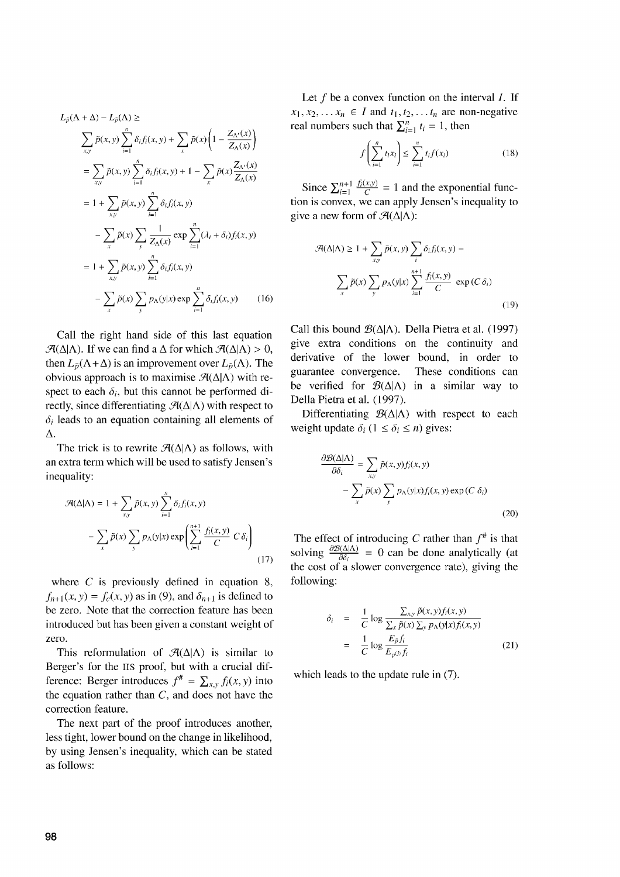$$
\begin{aligned}
L_{\tilde{p}}(\Lambda + \Delta) - L_{\tilde{p}}(\Lambda) \geq \\
&\sum_{x,y} \tilde{p}(x,y) \sum_{i=1}^{n} \delta_i f_i(x,y) + \sum_{x} \tilde{p}(x) \left(1 - \frac{Z_{\Lambda'}(x)}{Z_{\Lambda}(x)}\right) \\
&= \sum_{x,y} \tilde{p}(x,y) \sum_{i=1}^{n} \delta_i f_i(x,y) + 1 - \sum_{x} \tilde{p}(x) \frac{Z_{\Lambda'}(x)}{Z_{\Lambda}(x)} \\
&= 1 + \sum_{x,y} \tilde{p}(x,y) \sum_{i=1}^{n} \delta_i f_i(x,y) \\
&\quad - \sum_{x} \tilde{p}(x) \sum_{y} \frac{1}{Z_{\Lambda}(x)} \exp \sum_{i=1}^{n} (\lambda_i + \delta_i) f_i(x,y) \\
&= 1 + \sum_{x,y} \tilde{p}(x,y) \sum_{i=1}^{n} \delta_i f_i(x,y) \\
&\quad - \sum_{x} \tilde{p}(x) \sum_{y} p_{\Lambda}(y|x) \exp \sum_{i=1}^{n} \delta_i f_i(x,y) \qquad (16)
\end{aligned}
$$

Call the right hand side of this last equation $\mathcal{A}(\Delta|\Lambda)$. If we can find a $\Delta$ for which $\mathcal{A}(\Delta|\Lambda) > 0$, then $L_{\tilde{p}}(\Lambda+\Delta)$ is an improvement over $L_{\tilde{p}}(\Lambda)$. The obvious approach is to maximise $\mathcal{A}(\Delta|\Lambda)$ with respect to each $\delta_i$, but this cannot be performed directly, since differentiating $\mathcal{A}(\Delta|\Lambda)$ with respect to $\delta_i$ leads to an equation containing all elements of $\Delta$.

The trick is to rewrite $\mathcal{A}(\Delta|\Lambda)$ as follows, with an extra term which will be used to satisfy Jensen's inequality:

$$
\begin{aligned}
\mathcal{A}(\Delta|\Lambda) = 1 &+ \sum_{x,y} \tilde{p}(x,y) \sum_{i=1}^{n} \delta_i f_i(x,y) \\
&- \sum_{x} \tilde{p}(x) \sum_{y} p_{\Lambda}(y|x) \exp\left(\sum_{i=1}^{n+1} \frac{f_i(x,y)}{C} C \delta_i\right)
\end{aligned}
\qquad (17)
$$

where $C$ is previously defined in equation 8, $f_{n+1}(x,y) = f_c(x,y)$ as in (9), and $\delta_{n+1}$ is defined to be zero. Note that the correction feature has been introduced but has been given a constant weight of zero.

This reformulation of $\mathcal{A}(\Delta|\Lambda)$ is similar to Berger's for the IIS proof, but with a crucial difference: Berger introduces $f^{\#} = \sum_{x,y} f_i(x,y)$ into the equation rather than $C$, and does not have the correction feature.

The next part of the proof introduces another, less tight, lower bound on the change in likelihood, by using Jensen's inequality, which can be stated as follows:

Let $f$ be a convex function on the interval $I$. If $x_1, x_2, \ldots x_n \in I$ and $t_1, t_2, \ldots t_n$ are non-negative real numbers such that $\sum_{i=1}^{n} t_i = 1$, then

$$
f\left(\sum_{i=1}^{n} t_i x_i\right) \leq \sum_{i=1}^{n} t_i f(x_i) \qquad (18)
$$

Since $\sum_{i=1}^{n+1} \frac{f_i(x,y)}{C} = 1$ and the exponential function is convex, we can apply Jensen's inequality to give a new form of $\mathcal{A}(\Delta|\Lambda)$:

$$
\begin{aligned}
\mathcal{A}(\Delta|\Lambda) \geq 1 &+ \sum_{x,y} \tilde{p}(x,y) \sum_{i} \delta_i f_i(x,y) - \\
&\sum_{x} \tilde{p}(x) \sum_{y} p_{\Lambda}(y|x) \sum_{i=1}^{n+1} \frac{f_i(x,y)}{C} \exp(C\delta_i)
\end{aligned}
\qquad (19)
$$

Call this bound $\mathcal{B}(\Delta|\Lambda)$. Della Pietra et al. (1997) give extra conditions on the continuity and derivative of the lower bound, in order to guarantee convergence. These conditions can be verified for $\mathcal{B}(\Delta|\Lambda)$ in a similar way to Della Pietra et al. (1997).

Differentiating $\mathcal{B}(\Delta|\Lambda)$ with respect to each weight update $\delta_i$ ($1 \leq \delta_i \leq n$) gives:

$$
\begin{aligned}
\frac{\partial \mathcal{B}(\Delta|\Lambda)}{\partial \delta_i} &= \sum_{x,y} \tilde{p}(x,y) f_i(x,y) \\
&- \sum_{x} \tilde{p}(x) \sum_{y} p_{\Lambda}(y|x) f_i(x,y) \exp(C\delta_i)
\end{aligned}
\qquad (20)
$$

The effect of introducing $C$ rather than $f^{\#}$ is that solving $\frac{\partial \mathcal{B}(\Delta|\Lambda)}{\partial \delta_i} = 0$ can be done analytically (at the cost of a slower convergence rate), giving the following:

$$
\begin{aligned}
\delta_i &= \frac{1}{C} \log \frac{\sum_{x,y} \tilde{p}(x,y) f_i(x,y)}{\sum_{x} \tilde{p}(x) \sum_{y} p_{\Lambda}(y|x) f_i(x,y)} \\
&= \frac{1}{C} \log \frac{E_{\tilde{p}} f_i}{E_{p^{(j)}} f_i}
\end{aligned}
\qquad (21)
$$

which leads to the update rule in (7).